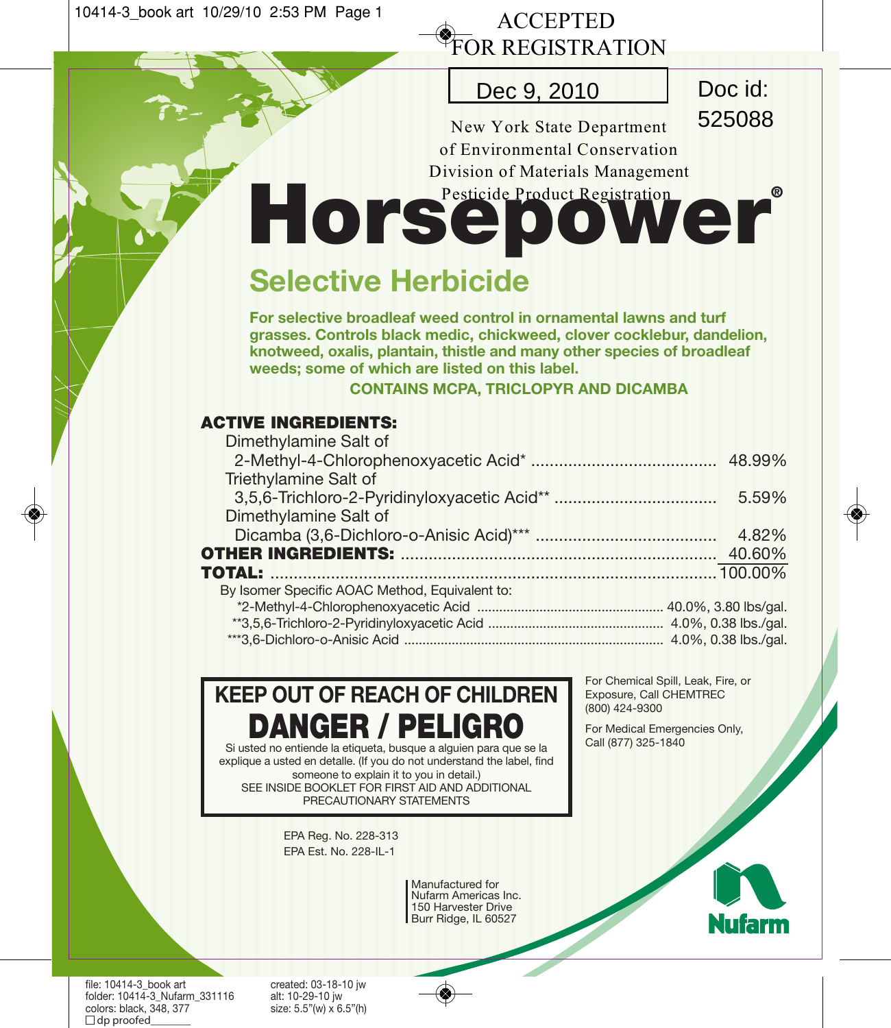ACCEPTED
FOR REGISTRATION

Dec 9, 2010

Doc id: 525088

New York State Department of Environmental Conservation
Division of Materials Management
Pesticide Product Registration

# Horsepower®

## Selective Herbicide

**For selective broadleaf weed control in ornamental lawns and turf grasses. Controls black medic, chickweed, clover cocklebur, dandelion, knotweed, oxalis, plantain, thistle and many other species of broadleaf weeds; some of which are listed on this label.**

**CONTAINS MCPA, TRICLOPYR AND DICAMBA**

| **ACTIVE INGREDIENTS:** | |
|---|---|
| Dimethylamine Salt of 2-Methyl-4-Chlorophenoxyacetic Acid* | 48.99% |
| Triethylamine Salt of 3,5,6-Trichloro-2-Pyridinyloxyacetic Acid** | 5.59% |
| Dimethylamine Salt of Dicamba (3,6-Dichloro-o-Anisic Acid)*** | 4.82% |
| **OTHER INGREDIENTS:** | 40.60% |
| **TOTAL:** | 100.00% |

By Isomer Specific AOAC Method, Equivalent to:

| | |
|---|---|
| *2-Methyl-4-Chlorophenoxyacetic Acid | 40.0%, 3.80 lbs/gal. |
| **3,5,6-Trichloro-2-Pyridinyloxyacetic Acid | 4.0%, 0.38 lbs./gal. |
| ***3,6-Dichloro-o-Anisic Acid | 4.0%, 0.38 lbs./gal. |

## KEEP OUT OF REACH OF CHILDREN
## DANGER / PELIGRO

Si usted no entiende la etiqueta, busque a alguien para que se la explique a usted en detalle. (If you do not understand the label, find someone to explain it to you in detail.)

SEE INSIDE BOOKLET FOR FIRST AID AND ADDITIONAL PRECAUTIONARY STATEMENTS

For Chemical Spill, Leak, Fire, or Exposure, Call CHEMTREC (800) 424-9300

For Medical Emergencies Only, Call (877) 325-1840

EPA Reg. No. 228-313
EPA Est. No. 228-IL-1

Manufactured for
Nufarm Americas Inc.
150 Harvester Drive
Burr Ridge, IL 60527

Nufarm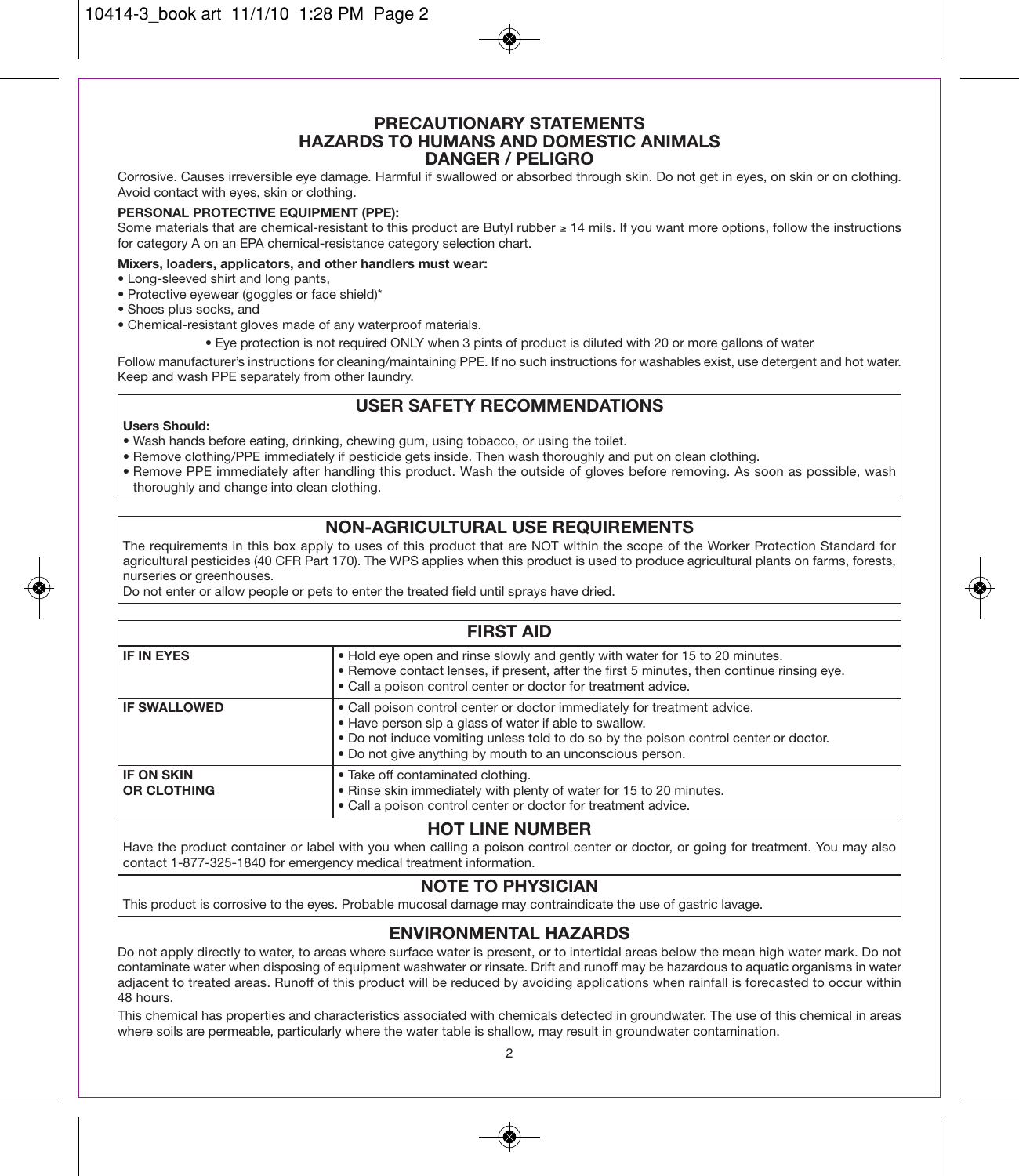## PRECAUTIONARY STATEMENTS
## HAZARDS TO HUMANS AND DOMESTIC ANIMALS
## DANGER / PELIGRO

Corrosive. Causes irreversible eye damage. Harmful if swallowed or absorbed through skin. Do not get in eyes, on skin or on clothing. Avoid contact with eyes, skin or clothing.

**PERSONAL PROTECTIVE EQUIPMENT (PPE):**
Some materials that are chemical-resistant to this product are Butyl rubber ≥ 14 mils. If you want more options, follow the instructions for category A on an EPA chemical-resistance category selection chart.

**Mixers, loaders, applicators, and other handlers must wear:**
- Long-sleeved shirt and long pants,
- Protective eyewear (goggles or face shield)*
- Shoes plus socks, and
- Chemical-resistant gloves made of any waterproof materials.

• Eye protection is not required ONLY when 3 pints of product is diluted with 20 or more gallons of water

Follow manufacturer's instructions for cleaning/maintaining PPE. If no such instructions for washables exist, use detergent and hot water. Keep and wash PPE separately from other laundry.

## USER SAFETY RECOMMENDATIONS

**Users Should:**
- Wash hands before eating, drinking, chewing gum, using tobacco, or using the toilet.
- Remove clothing/PPE immediately if pesticide gets inside. Then wash thoroughly and put on clean clothing.
- Remove PPE immediately after handling this product. Wash the outside of gloves before removing. As soon as possible, wash thoroughly and change into clean clothing.

## NON-AGRICULTURAL USE REQUIREMENTS

The requirements in this box apply to uses of this product that are NOT within the scope of the Worker Protection Standard for agricultural pesticides (40 CFR Part 170). The WPS applies when this product is used to produce agricultural plants on farms, forests, nurseries or greenhouses.

Do not enter or allow people or pets to enter the treated field until sprays have dried.

## FIRST AID

| | |
|---|---|
| **IF IN EYES** | • Hold eye open and rinse slowly and gently with water for 15 to 20 minutes.<br>• Remove contact lenses, if present, after the first 5 minutes, then continue rinsing eye.<br>• Call a poison control center or doctor for treatment advice. |
| **IF SWALLOWED** | • Call poison control center or doctor immediately for treatment advice.<br>• Have person sip a glass of water if able to swallow.<br>• Do not induce vomiting unless told to do so by the poison control center or doctor.<br>• Do not give anything by mouth to an unconscious person. |
| **IF ON SKIN OR CLOTHING** | • Take off contaminated clothing.<br>• Rinse skin immediately with plenty of water for 15 to 20 minutes.<br>• Call a poison control center or doctor for treatment advice. |

### HOT LINE NUMBER

Have the product container or label with you when calling a poison control center or doctor, or going for treatment. You may also contact 1-877-325-1840 for emergency medical treatment information.

### NOTE TO PHYSICIAN

This product is corrosive to the eyes. Probable mucosal damage may contraindicate the use of gastric lavage.

## ENVIRONMENTAL HAZARDS

Do not apply directly to water, to areas where surface water is present, or to intertidal areas below the mean high water mark. Do not contaminate water when disposing of equipment washwater or rinsate. Drift and runoff may be hazardous to aquatic organisms in water adjacent to treated areas. Runoff of this product will be reduced by avoiding applications when rainfall is forecasted to occur within 48 hours.

This chemical has properties and characteristics associated with chemicals detected in groundwater. The use of this chemical in areas where soils are permeable, particularly where the water table is shallow, may result in groundwater contamination.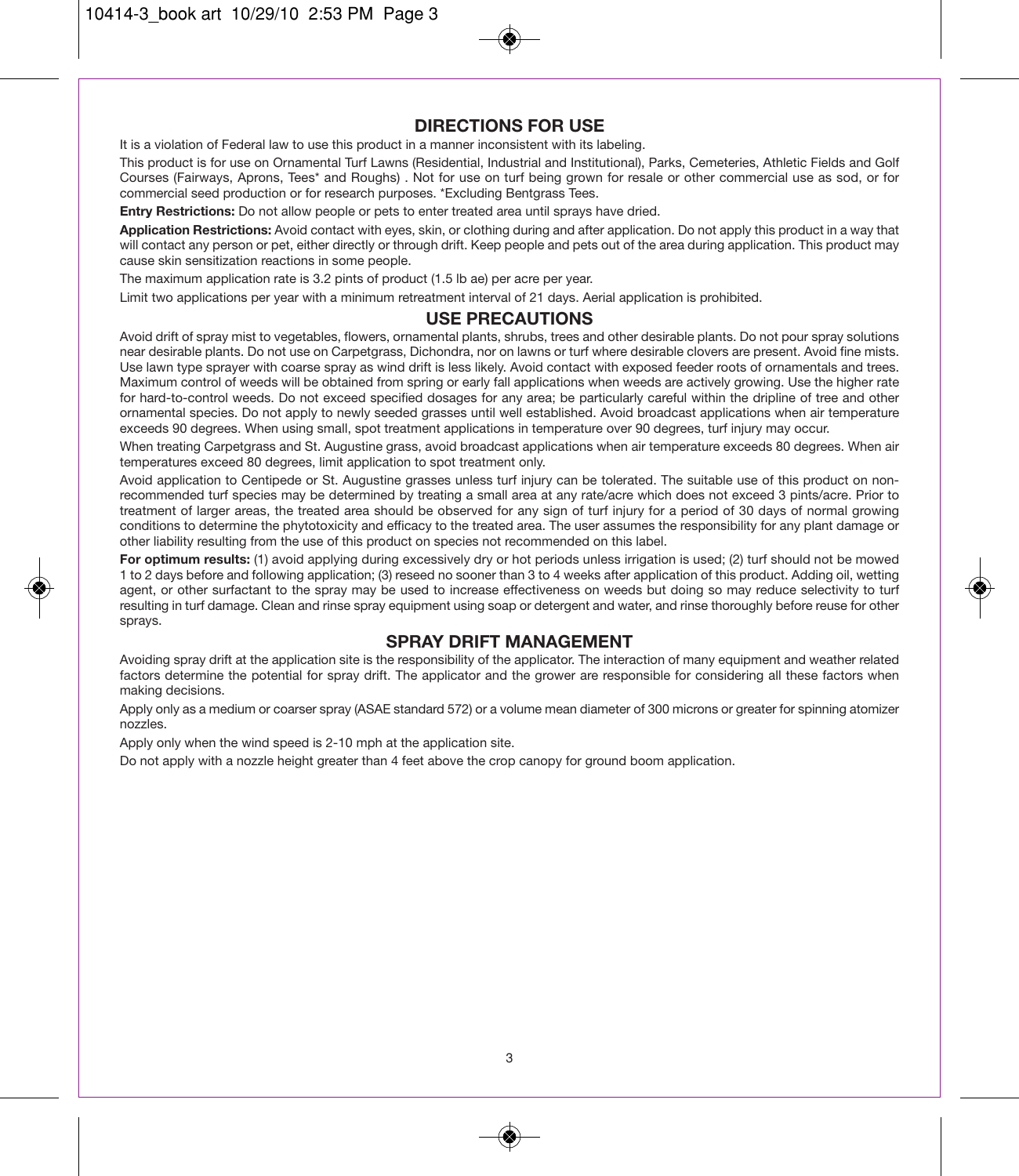## DIRECTIONS FOR USE

It is a violation of Federal law to use this product in a manner inconsistent with its labeling.

This product is for use on Ornamental Turf Lawns (Residential, Industrial and Institutional), Parks, Cemeteries, Athletic Fields and Golf Courses (Fairways, Aprons, Tees* and Roughs) . Not for use on turf being grown for resale or other commercial use as sod, or for commercial seed production or for research purposes. *Excluding Bentgrass Tees.

**Entry Restrictions:** Do not allow people or pets to enter treated area until sprays have dried.

**Application Restrictions:** Avoid contact with eyes, skin, or clothing during and after application. Do not apply this product in a way that will contact any person or pet, either directly or through drift. Keep people and pets out of the area during application. This product may cause skin sensitization reactions in some people.

The maximum application rate is 3.2 pints of product (1.5 lb ae) per acre per year.

Limit two applications per year with a minimum retreatment interval of 21 days. Aerial application is prohibited.

## USE PRECAUTIONS

Avoid drift of spray mist to vegetables, flowers, ornamental plants, shrubs, trees and other desirable plants. Do not pour spray solutions near desirable plants. Do not use on Carpetgrass, Dichondra, nor on lawns or turf where desirable clovers are present. Avoid fine mists. Use lawn type sprayer with coarse spray as wind drift is less likely. Avoid contact with exposed feeder roots of ornamentals and trees. Maximum control of weeds will be obtained from spring or early fall applications when weeds are actively growing. Use the higher rate for hard-to-control weeds. Do not exceed specified dosages for any area; be particularly careful within the dripline of tree and other ornamental species. Do not apply to newly seeded grasses until well established. Avoid broadcast applications when air temperature exceeds 90 degrees. When using small, spot treatment applications in temperature over 90 degrees, turf injury may occur.

When treating Carpetgrass and St. Augustine grass, avoid broadcast applications when air temperature exceeds 80 degrees. When air temperatures exceed 80 degrees, limit application to spot treatment only.

Avoid application to Centipede or St. Augustine grasses unless turf injury can be tolerated. The suitable use of this product on non-recommended turf species may be determined by treating a small area at any rate/acre which does not exceed 3 pints/acre. Prior to treatment of larger areas, the treated area should be observed for any sign of turf injury for a period of 30 days of normal growing conditions to determine the phytotoxicity and efficacy to the treated area. The user assumes the responsibility for any plant damage or other liability resulting from the use of this product on species not recommended on this label.

**For optimum results:** (1) avoid applying during excessively dry or hot periods unless irrigation is used; (2) turf should not be mowed 1 to 2 days before and following application; (3) reseed no sooner than 3 to 4 weeks after application of this product. Adding oil, wetting agent, or other surfactant to the spray may be used to increase effectiveness on weeds but doing so may reduce selectivity to turf resulting in turf damage. Clean and rinse spray equipment using soap or detergent and water, and rinse thoroughly before reuse for other sprays.

## SPRAY DRIFT MANAGEMENT

Avoiding spray drift at the application site is the responsibility of the applicator. The interaction of many equipment and weather related factors determine the potential for spray drift. The applicator and the grower are responsible for considering all these factors when making decisions.

Apply only as a medium or coarser spray (ASAE standard 572) or a volume mean diameter of 300 microns or greater for spinning atomizer nozzles.

Apply only when the wind speed is 2-10 mph at the application site.

Do not apply with a nozzle height greater than 4 feet above the crop canopy for ground boom application.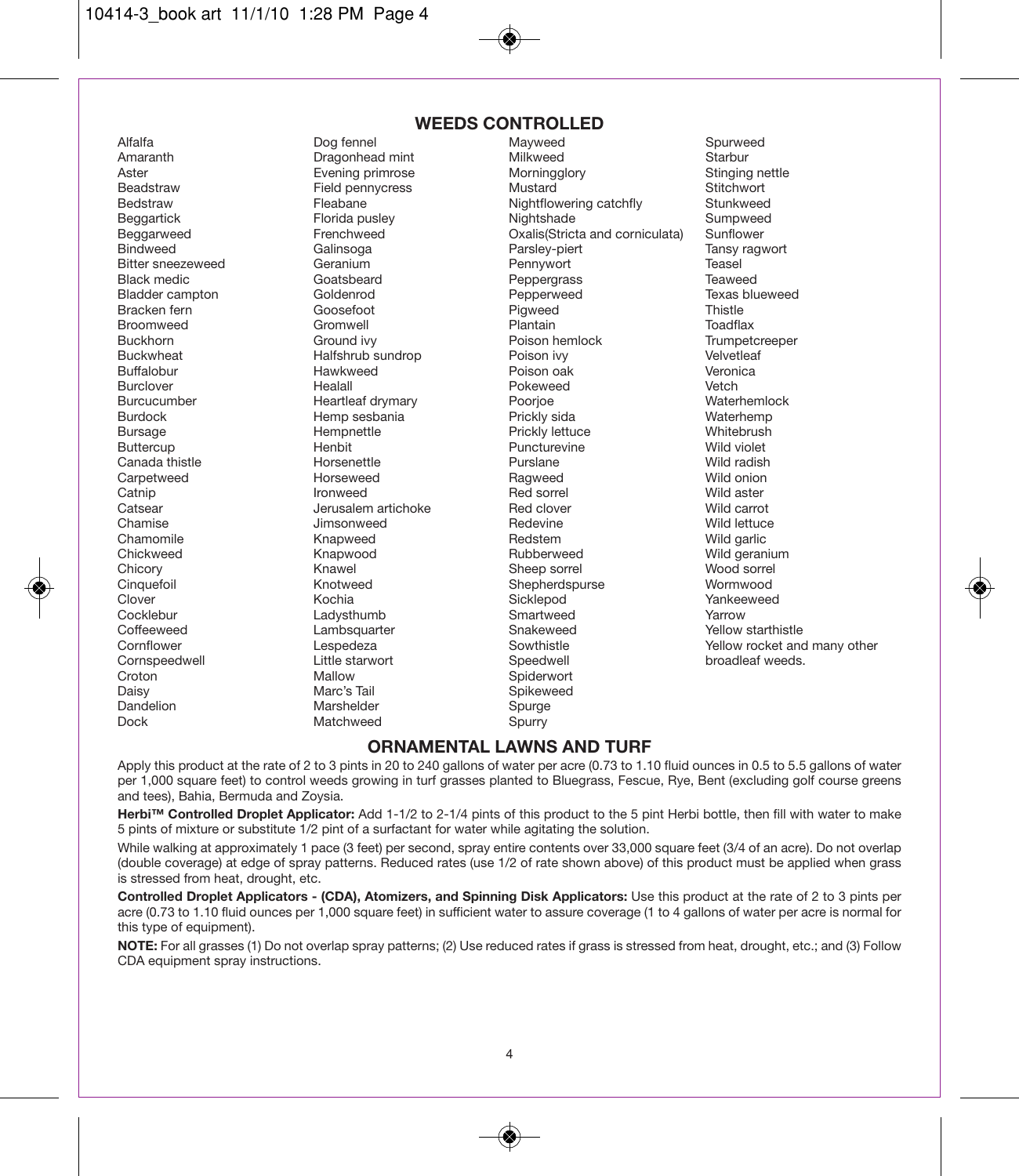## WEEDS CONTROLLED

Alfalfa
Amaranth
Aster
Beadstraw
Bedstraw
Beggartick
Beggarweed
Bindweed
Bitter sneezeweed
Black medic
Bladder campton
Bracken fern
Broomweed
Buckhorn
Buckwheat
Buffalobur
Burclover
Burcucumber
Burdock
Bursage
Buttercup
Canada thistle
Carpetweed
Catnip
Catsear
Chamise
Chamomile
Chickweed
Chicory
Cinquefoil
Clover
Cocklebur
Coffeeweed
Cornflower
Cornspeedwell
Croton
Daisy
Dandelion
Dock
Dog fennel
Dragonhead mint
Evening primrose
Field pennycress
Fleabane
Florida pusley
Frenchweed
Galinsoga
Geranium
Goatsbeard
Goldenrod
Goosefoot
Gromwell
Ground ivy
Halfshrub sundrop
Hawkweed
Healall
Heartleaf drymary
Hemp sesbania
Hempnettle
Henbit
Horsenettle
Horseweed
Ironweed
Jerusalem artichoke
Jimsonweed
Knapweed
Knapwood
Knawel
Knotweed
Kochia
Ladysthumb
Lambsquarter
Lespedeza
Little starwort
Mallow
Marc's Tail
Marshelder
Matchweed
Mayweed
Milkweed
Morningglory
Mustard
Nightflowering catchfly
Nightshade
Oxalis(Stricta and corniculata)
Parsley-piert
Pennywort
Peppergrass
Pepperweed
Pigweed
Plantain
Poison hemlock
Poison ivy
Poison oak
Pokeweed
Poorjoe
Prickly sida
Prickly lettuce
Puncturevine
Purslane
Ragweed
Red sorrel
Red clover
Redevine
Redstem
Rubberweed
Sheep sorrel
Shepherdspurse
Sicklepod
Smartweed
Snakeweed
Sowthistle
Speedwell
Spiderwort
Spikeweed
Spurge
Spurry
Spurweed
Starbur
Stinging nettle
Stitchwort
Stunkweed
Sumpweed
Sunflower
Tansy ragwort
Teasel
Teaweed
Texas blueweed
Thistle
Toadflax
Trumpetcreeper
Velvetleaf
Veronica
Vetch
Waterhemlock
Waterhemp
Whitebrush
Wild violet
Wild radish
Wild onion
Wild aster
Wild carrot
Wild lettuce
Wild garlic
Wild geranium
Wood sorrel
Wormwood
Yankeeweed
Yarrow
Yellow starthistle
Yellow rocket and many other broadleaf weeds.

## ORNAMENTAL LAWNS AND TURF

Apply this product at the rate of 2 to 3 pints in 20 to 240 gallons of water per acre (0.73 to 1.10 fluid ounces in 0.5 to 5.5 gallons of water per 1,000 square feet) to control weeds growing in turf grasses planted to Bluegrass, Fescue, Rye, Bent (excluding golf course greens and tees), Bahia, Bermuda and Zoysia.

**Herbi™ Controlled Droplet Applicator:** Add 1-1/2 to 2-1/4 pints of this product to the 5 pint Herbi bottle, then fill with water to make 5 pints of mixture or substitute 1/2 pint of a surfactant for water while agitating the solution.

While walking at approximately 1 pace (3 feet) per second, spray entire contents over 33,000 square feet (3/4 of an acre). Do not overlap (double coverage) at edge of spray patterns. Reduced rates (use 1/2 of rate shown above) of this product must be applied when grass is stressed from heat, drought, etc.

**Controlled Droplet Applicators - (CDA), Atomizers, and Spinning Disk Applicators:** Use this product at the rate of 2 to 3 pints per acre (0.73 to 1.10 fluid ounces per 1,000 square feet) in sufficient water to assure coverage (1 to 4 gallons of water per acre is normal for this type of equipment).

**NOTE:** For all grasses (1) Do not overlap spray patterns; (2) Use reduced rates if grass is stressed from heat, drought, etc.; and (3) Follow CDA equipment spray instructions.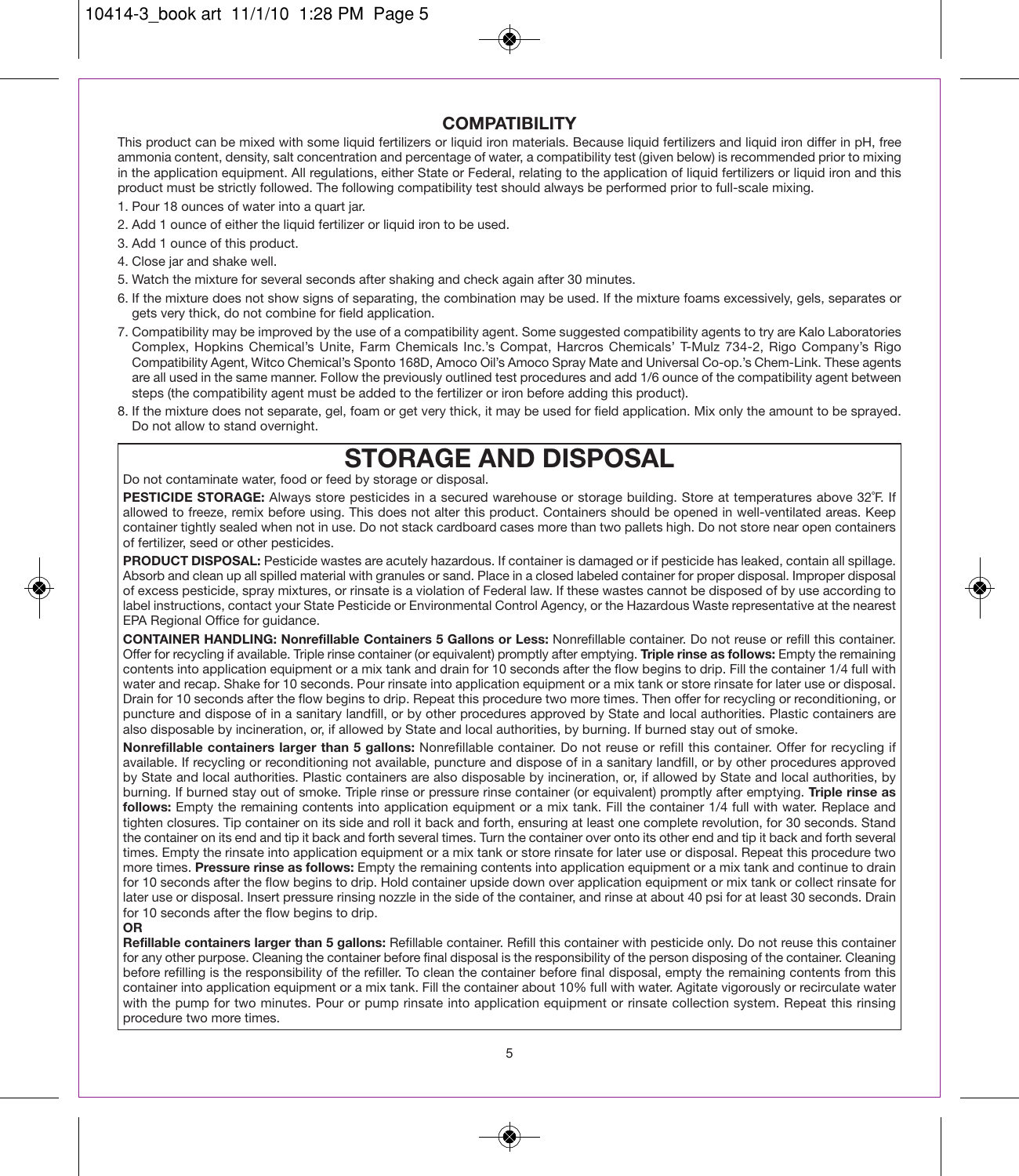## COMPATIBILITY

This product can be mixed with some liquid fertilizers or liquid iron materials. Because liquid fertilizers and liquid iron differ in pH, free ammonia content, density, salt concentration and percentage of water, a compatibility test (given below) is recommended prior to mixing in the application equipment. All regulations, either State or Federal, relating to the application of liquid fertilizers or liquid iron and this product must be strictly followed. The following compatibility test should always be performed prior to full-scale mixing.

1. Pour 18 ounces of water into a quart jar.
2. Add 1 ounce of either the liquid fertilizer or liquid iron to be used.
3. Add 1 ounce of this product.
4. Close jar and shake well.
5. Watch the mixture for several seconds after shaking and check again after 30 minutes.
6. If the mixture does not show signs of separating, the combination may be used. If the mixture foams excessively, gels, separates or gets very thick, do not combine for field application.
7. Compatibility may be improved by the use of a compatibility agent. Some suggested compatibility agents to try are Kalo Laboratories Complex, Hopkins Chemical's Unite, Farm Chemicals Inc.'s Compat, Harcros Chemicals' T-Mulz 734-2, Rigo Company's Rigo Compatibility Agent, Witco Chemical's Sponto 168D, Amoco Oil's Amoco Spray Mate and Universal Co-op.'s Chem-Link. These agents are all used in the same manner. Follow the previously outlined test procedures and add 1/6 ounce of the compatibility agent between steps (the compatibility agent must be added to the fertilizer or iron before adding this product).
8. If the mixture does not separate, gel, foam or get very thick, it may be used for field application. Mix only the amount to be sprayed. Do not allow to stand overnight.

# STORAGE AND DISPOSAL

Do not contaminate water, food or feed by storage or disposal.

**PESTICIDE STORAGE:** Always store pesticides in a secured warehouse or storage building. Store at temperatures above 32°F. If allowed to freeze, remix before using. This does not alter this product. Containers should be opened in well-ventilated areas. Keep container tightly sealed when not in use. Do not stack cardboard cases more than two pallets high. Do not store near open containers of fertilizer, seed or other pesticides.

**PRODUCT DISPOSAL:** Pesticide wastes are acutely hazardous. If container is damaged or if pesticide has leaked, contain all spillage. Absorb and clean up all spilled material with granules or sand. Place in a closed labeled container for proper disposal. Improper disposal of excess pesticide, spray mixtures, or rinsate is a violation of Federal law. If these wastes cannot be disposed of by use according to label instructions, contact your State Pesticide or Environmental Control Agency, or the Hazardous Waste representative at the nearest EPA Regional Office for guidance.

**CONTAINER HANDLING: Nonrefillable Containers 5 Gallons or Less:** Nonrefillable container. Do not reuse or refill this container. Offer for recycling if available. Triple rinse container (or equivalent) promptly after emptying. **Triple rinse as follows:** Empty the remaining contents into application equipment or a mix tank and drain for 10 seconds after the flow begins to drip. Fill the container 1/4 full with water and recap. Shake for 10 seconds. Pour rinsate into application equipment or a mix tank or store rinsate for later use or disposal. Drain for 10 seconds after the flow begins to drip. Repeat this procedure two more times. Then offer for recycling or reconditioning, or puncture and dispose of in a sanitary landfill, or by other procedures approved by State and local authorities. Plastic containers are also disposable by incineration, or, if allowed by State and local authorities, by burning. If burned stay out of smoke.

**Nonrefillable containers larger than 5 gallons:** Nonrefillable container. Do not reuse or refill this container. Offer for recycling if available. If recycling or reconditioning not available, puncture and dispose of in a sanitary landfill, or by other procedures approved by State and local authorities. Plastic containers are also disposable by incineration, or, if allowed by State and local authorities, by burning. If burned stay out of smoke. Triple rinse or pressure rinse container (or equivalent) promptly after emptying. **Triple rinse as follows:** Empty the remaining contents into application equipment or a mix tank. Fill the container 1/4 full with water. Replace and tighten closures. Tip container on its side and roll it back and forth, ensuring at least one complete revolution, for 30 seconds. Stand the container on its end and tip it back and forth several times. Turn the container over onto its other end and tip it back and forth several times. Empty the rinsate into application equipment or a mix tank or store rinsate for later use or disposal. Repeat this procedure two more times. **Pressure rinse as follows:** Empty the remaining contents into application equipment or a mix tank and continue to drain for 10 seconds after the flow begins to drip. Hold container upside down over application equipment or mix tank or collect rinsate for later use or disposal. Insert pressure rinsing nozzle in the side of the container, and rinse at about 40 psi for at least 30 seconds. Drain for 10 seconds after the flow begins to drip.

**OR**

**Refillable containers larger than 5 gallons:** Refillable container. Refill this container with pesticide only. Do not reuse this container for any other purpose. Cleaning the container before final disposal is the responsibility of the person disposing of the container. Cleaning before refilling is the responsibility of the refiller. To clean the container before final disposal, empty the remaining contents from this container into application equipment or a mix tank. Fill the container about 10% full with water. Agitate vigorously or recirculate water with the pump for two minutes. Pour or pump rinsate into application equipment or rinsate collection system. Repeat this rinsing procedure two more times.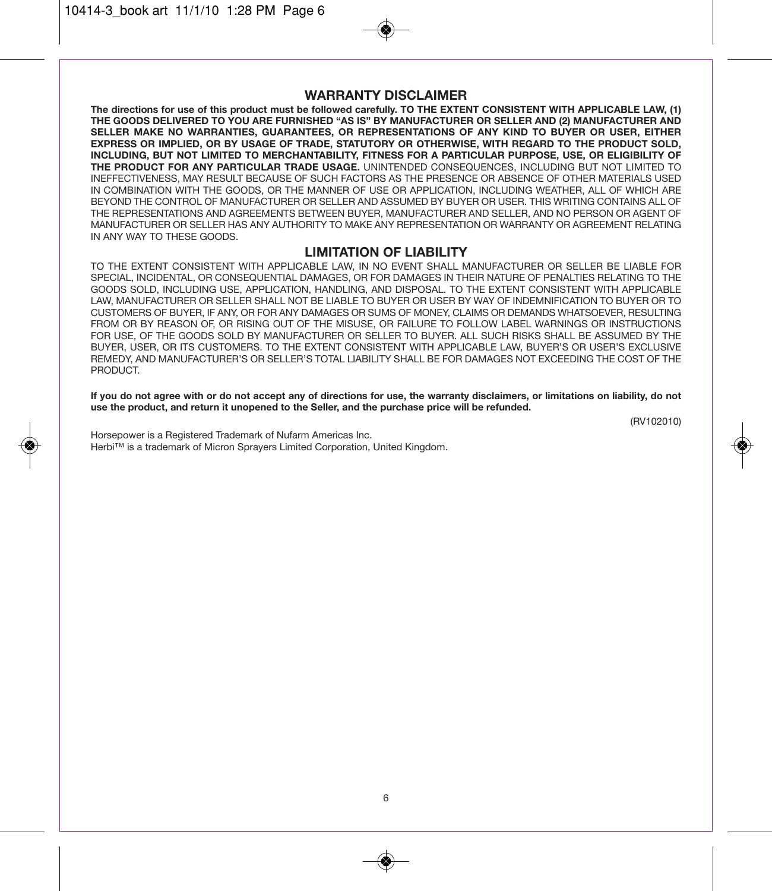## WARRANTY DISCLAIMER

**The directions for use of this product must be followed carefully. TO THE EXTENT CONSISTENT WITH APPLICABLE LAW, (1) THE GOODS DELIVERED TO YOU ARE FURNISHED "AS IS" BY MANUFACTURER OR SELLER AND (2) MANUFACTURER AND SELLER MAKE NO WARRANTIES, GUARANTEES, OR REPRESENTATIONS OF ANY KIND TO BUYER OR USER, EITHER EXPRESS OR IMPLIED, OR BY USAGE OF TRADE, STATUTORY OR OTHERWISE, WITH REGARD TO THE PRODUCT SOLD, INCLUDING, BUT NOT LIMITED TO MERCHANTABILITY, FITNESS FOR A PARTICULAR PURPOSE, USE, OR ELIGIBILITY OF THE PRODUCT FOR ANY PARTICULAR TRADE USAGE.** UNINTENDED CONSEQUENCES, INCLUDING BUT NOT LIMITED TO INEFFECTIVENESS, MAY RESULT BECAUSE OF SUCH FACTORS AS THE PRESENCE OR ABSENCE OF OTHER MATERIALS USED IN COMBINATION WITH THE GOODS, OR THE MANNER OF USE OR APPLICATION, INCLUDING WEATHER, ALL OF WHICH ARE BEYOND THE CONTROL OF MANUFACTURER OR SELLER AND ASSUMED BY BUYER OR USER. THIS WRITING CONTAINS ALL OF THE REPRESENTATIONS AND AGREEMENTS BETWEEN BUYER, MANUFACTURER AND SELLER, AND NO PERSON OR AGENT OF MANUFACTURER OR SELLER HAS ANY AUTHORITY TO MAKE ANY REPRESENTATION OR WARRANTY OR AGREEMENT RELATING IN ANY WAY TO THESE GOODS.

## LIMITATION OF LIABILITY

TO THE EXTENT CONSISTENT WITH APPLICABLE LAW, IN NO EVENT SHALL MANUFACTURER OR SELLER BE LIABLE FOR SPECIAL, INCIDENTAL, OR CONSEQUENTIAL DAMAGES, OR FOR DAMAGES IN THEIR NATURE OF PENALTIES RELATING TO THE GOODS SOLD, INCLUDING USE, APPLICATION, HANDLING, AND DISPOSAL. TO THE EXTENT CONSISTENT WITH APPLICABLE LAW, MANUFACTURER OR SELLER SHALL NOT BE LIABLE TO BUYER OR USER BY WAY OF INDEMNIFICATION TO BUYER OR TO CUSTOMERS OF BUYER, IF ANY, OR FOR ANY DAMAGES OR SUMS OF MONEY, CLAIMS OR DEMANDS WHATSOEVER, RESULTING FROM OR BY REASON OF, OR RISING OUT OF THE MISUSE, OR FAILURE TO FOLLOW LABEL WARNINGS OR INSTRUCTIONS FOR USE, OF THE GOODS SOLD BY MANUFACTURER OR SELLER TO BUYER. ALL SUCH RISKS SHALL BE ASSUMED BY THE BUYER, USER, OR ITS CUSTOMERS. TO THE EXTENT CONSISTENT WITH APPLICABLE LAW, BUYER'S OR USER'S EXCLUSIVE REMEDY, AND MANUFACTURER'S OR SELLER'S TOTAL LIABILITY SHALL BE FOR DAMAGES NOT EXCEEDING THE COST OF THE PRODUCT.

**If you do not agree with or do not accept any of directions for use, the warranty disclaimers, or limitations on liability, do not use the product, and return it unopened to the Seller, and the purchase price will be refunded.**

(RV102010)

Horsepower is a Registered Trademark of Nufarm Americas Inc.
Herbi™ is a trademark of Micron Sprayers Limited Corporation, United Kingdom.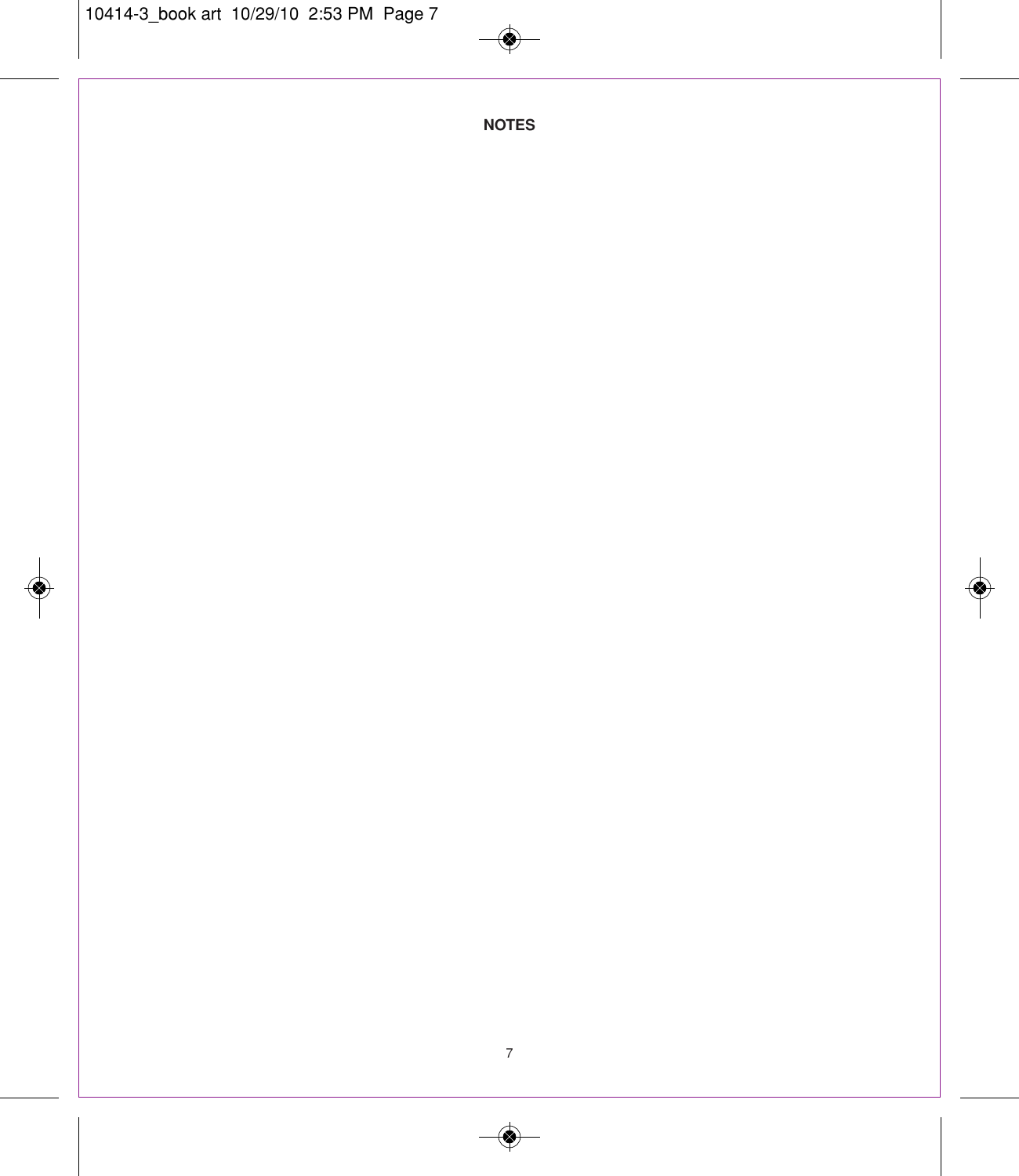## NOTES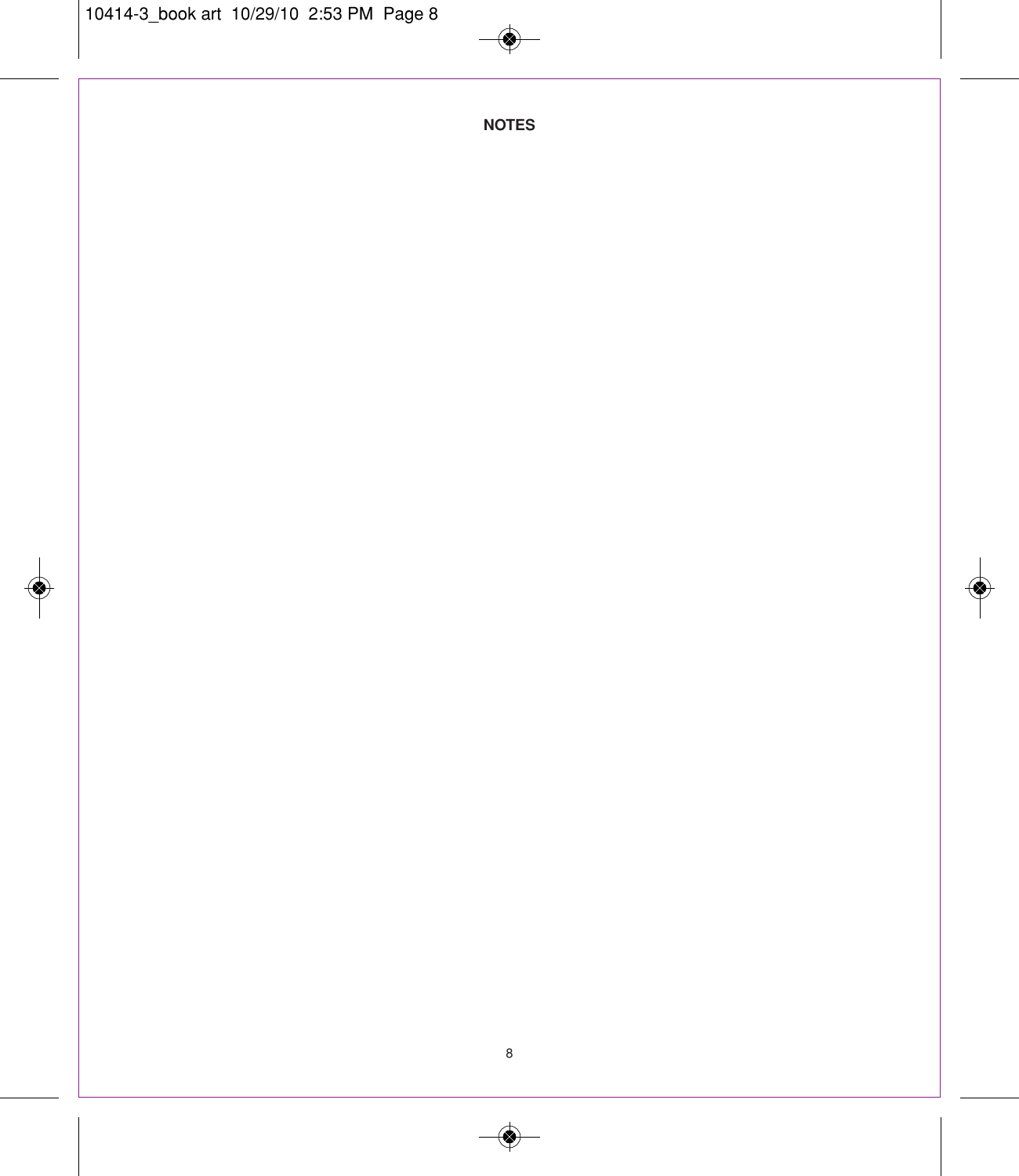## NOTES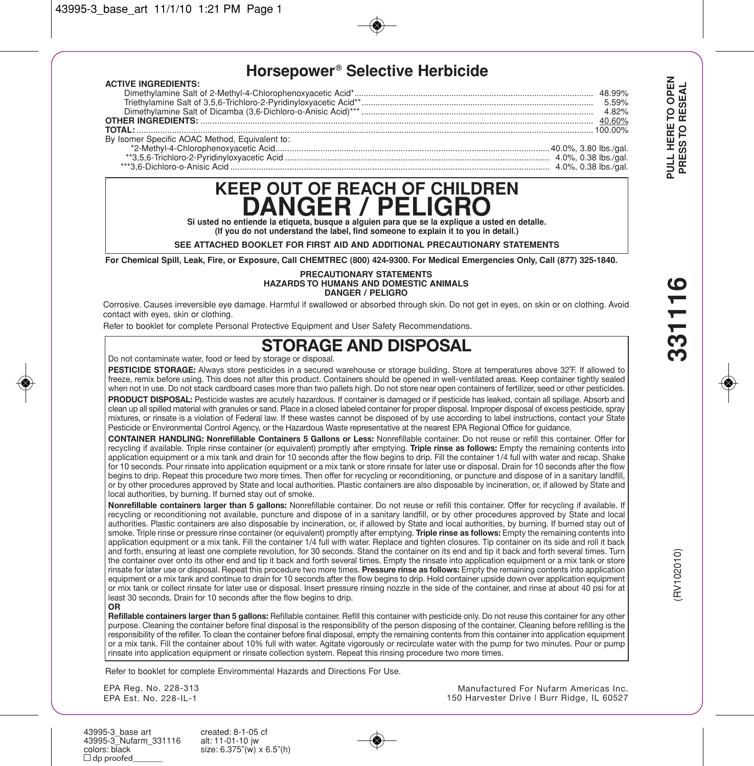# Horsepower® Selective Herbicide

**ACTIVE INGREDIENTS:**

| | |
|---|---|
| Dimethylamine Salt of 2-Methyl-4-Chlorophenoxyacetic Acid* | 48.99% |
| Triethylamine Salt of 3,5,6-Trichloro-2-Pyridinyloxyacetic Acid** | 5.59% |
| Dimethylamine Salt of Dicamba (3,6-Dichloro-o-Anisic Acid)*** | 4.82% |
| **OTHER INGREDIENTS:** | 40.60% |
| **TOTAL:** | 100.00% |

By Isomer Specific AOAC Method, Equivalent to:

| | |
|---|---|
| *2-Methyl-4-Chlorophenoxyacetic Acid | 40.0%, 3.80 lbs./gal. |
| **3,5,6-Trichloro-2-Pyridinyloxyacetic Acid | 4.0%, 0.38 lbs./gal. |
| ***3,6-Dichloro-o-Anisic Acid | 4.0%, 0.38 lbs./gal. |

## KEEP OUT OF REACH OF CHILDREN
# DANGER / PELIGRO

**Si usted no entiende la etiqueta, busque a alguien para que se la explique a usted en detalle.**
**(If you do not understand the label, find someone to explain it to you in detail.)**

**SEE ATTACHED BOOKLET FOR FIRST AID AND ADDITIONAL PRECAUTIONARY STATEMENTS**

**For Chemical Spill, Leak, Fire, or Exposure, Call CHEMTREC (800) 424-9300. For Medical Emergencies Only, Call (877) 325-1840.**

**PRECAUTIONARY STATEMENTS**
**HAZARDS TO HUMANS AND DOMESTIC ANIMALS**
**DANGER / PELIGRO**

Corrosive. Causes irreversible eye damage. Harmful if swallowed or absorbed through skin. Do not get in eyes, on skin or on clothing. Avoid contact with eyes, skin or clothing.

Refer to booklet for complete Personal Protective Equipment and User Safety Recommendations.

## STORAGE AND DISPOSAL

Do not contaminate water, food or feed by storage or disposal.

**PESTICIDE STORAGE:** Always store pesticides in a secured warehouse or storage building. Store at temperatures above 32°F. If allowed to freeze, remix before using. This does not alter this product. Containers should be opened in well-ventilated areas. Keep container tightly sealed when not in use. Do not stack cardboard cases more than two pallets high. Do not store near open containers of fertilizer, seed or other pesticides.

**PRODUCT DISPOSAL:** Pesticide wastes are acutely hazardous. If container is damaged or if pesticide has leaked, contain all spillage. Absorb and clean up all spilled material with granules or sand. Place in a closed labeled container for proper disposal. Improper disposal of excess pesticide, spray mixtures, or rinsate is a violation of Federal law. If these wastes cannot be disposed of by use according to label instructions, contact your State Pesticide or Environmental Control Agency, or the Hazardous Waste representative at the nearest EPA Regional Office for guidance.

**CONTAINER HANDLING: Nonrefillable Containers 5 Gallons or Less:** Nonrefillable container. Do not reuse or refill this container. Offer for recycling if available. Triple rinse container (or equivalent) promptly after emptying. **Triple rinse as follows:** Empty the remaining contents into application equipment or a mix tank and drain for 10 seconds after the flow begins to drip. Fill the container 1/4 full with water and recap. Shake for 10 seconds. Pour rinsate into application equipment or a mix tank or store rinsate for later use or disposal. Drain for 10 seconds after the flow begins to drip. Repeat this procedure two more times. Then offer for recycling or reconditioning, or puncture and dispose of in a sanitary landfill, or by other procedures approved by State and local authorities. Plastic containers are also disposable by incineration, or, if allowed by State and local authorities, by burning. If burned stay out of smoke.

**Nonrefillable containers larger than 5 gallons:** Nonrefillable container. Do not reuse or refill this container. Offer for recycling if available. If recycling or reconditioning not available, puncture and dispose of in a sanitary landfill, or by other procedures approved by State and local authorities. Plastic containers are also disposable by incineration, or, if allowed by State and local authorities, by burning. If burned stay out of smoke. Triple rinse or pressure rinse container (or equivalent) promptly after emptying. **Triple rinse as follows:** Empty the remaining contents into application equipment or a mix tank. Fill the container 1/4 full with water. Replace and tighten closures. Tip container on its side and roll it back and forth, ensuring at least one complete revolution, for 30 seconds. Stand the container on its end and tip it back and forth several times. Turn the container over onto its other end and tip it back and forth several times. Empty the rinsate into application equipment or a mix tank or store rinsate for later use or disposal. Repeat this procedure two more times. **Pressure rinse as follows:** Empty the remaining contents into application equipment or a mix tank and continue to drain for 10 seconds after the flow begins to drip. Hold container upside down over application equipment or mix tank or collect rinsate for later use or disposal. Insert pressure rinsing nozzle in the side of the container, and rinse at about 40 psi for at least 30 seconds. Drain for 10 seconds after the flow begins to drip.

**OR**

**Refillable containers larger than 5 gallons:** Refillable container. Refill this container with pesticide only. Do not reuse this container for any other purpose. Cleaning the container before final disposal is the responsibility of the person disposing of the container. Cleaning before refilling is the responsibility of the refiller. To clean the container before final disposal, empty the remaining contents from this container into application equipment or a mix tank. Fill the container about 10% full with water. Agitate vigorously or recirculate water with the pump for two minutes. Pour or pump rinsate into application equipment or rinsate collection system. Repeat this rinsing procedure two more times.

Refer to booklet for complete Envirommental Hazards and Directions For Use.

EPA Reg. No. 228-313
EPA Est. No. 228-IL-1

Manufactured For Nufarm Americas Inc.
150 Harvester Drive | Burr Ridge, IL 60527

**PULL HERE TO OPEN**
**PRESS TO RESEAL**

**331116**

(RV102010)